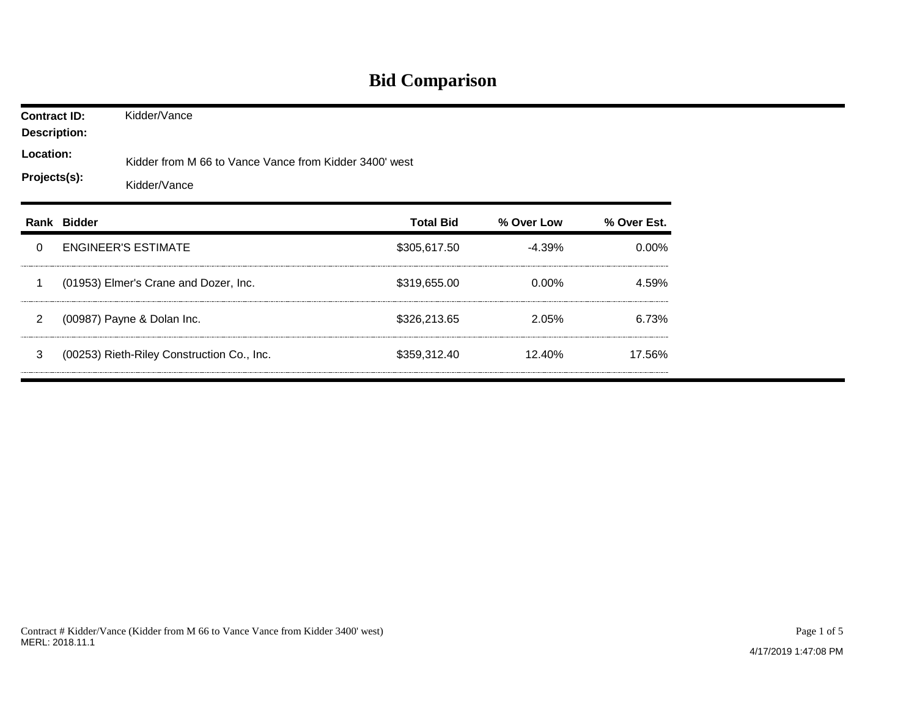# Bid Comparison

**Contract ID:** Kidder/Vance

**Description:**

**Location:** Kidder from M 66 to Vance Vance from Kidder 3400' west

**Projects(s):** Kidder/Vance

| Rank | Bidder | Total Bid | % Over Low | % Over Est. |
|---|---|---|---|---|
| 0 | ENGINEER'S ESTIMATE | $305,617.50 | -4.39% | 0.00% |
| 1 | (01953) Elmer's Crane and Dozer, Inc. | $319,655.00 | 0.00% | 4.59% |
| 2 | (00987) Payne & Dolan Inc. | $326,213.65 | 2.05% | 6.73% |
| 3 | (00253) Rieth-Riley Construction Co., Inc. | $359,312.40 | 12.40% | 17.56% |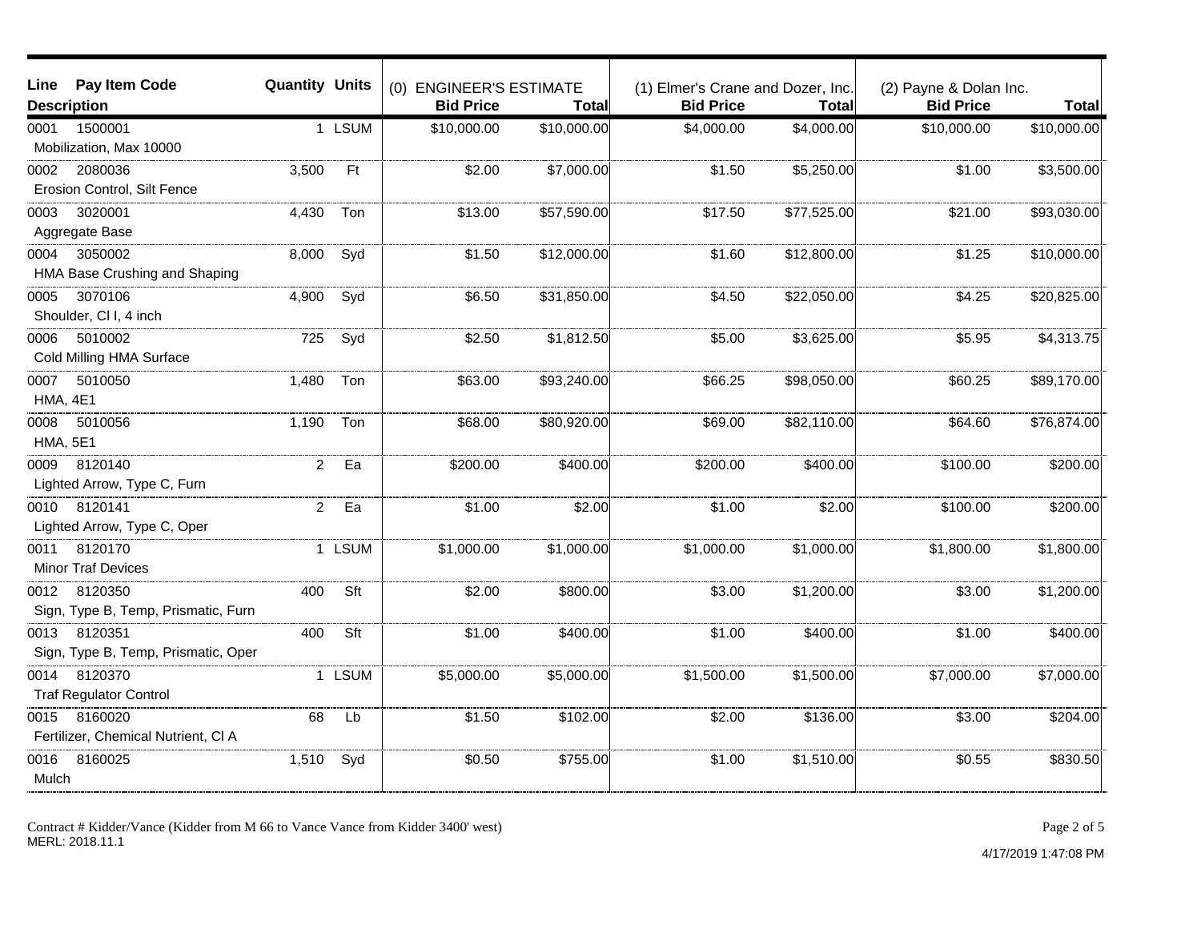| Line | Pay Item Code / Description | Quantity | Units | (0) ENGINEER'S ESTIMATE Bid Price | Total | (1) Elmer's Crane and Dozer, Inc. Bid Price | Total | (2) Payne & Dolan Inc. Bid Price | Total |
|---|---|---|---|---|---|---|---|---|---|
| 0001 | 1500001 Mobilization, Max 10000 | 1 | LSUM | $10,000.00 | $10,000.00 | $4,000.00 | $4,000.00 | $10,000.00 | $10,000.00 |
| 0002 | 2080036 Erosion Control, Silt Fence | 3,500 | Ft | $2.00 | $7,000.00 | $1.50 | $5,250.00 | $1.00 | $3,500.00 |
| 0003 | 3020001 Aggregate Base | 4,430 | Ton | $13.00 | $57,590.00 | $17.50 | $77,525.00 | $21.00 | $93,030.00 |
| 0004 | 3050002 HMA Base Crushing and Shaping | 8,000 | Syd | $1.50 | $12,000.00 | $1.60 | $12,800.00 | $1.25 | $10,000.00 |
| 0005 | 3070106 Shoulder, Cl I, 4 inch | 4,900 | Syd | $6.50 | $31,850.00 | $4.50 | $22,050.00 | $4.25 | $20,825.00 |
| 0006 | 5010002 Cold Milling HMA Surface | 725 | Syd | $2.50 | $1,812.50 | $5.00 | $3,625.00 | $5.95 | $4,313.75 |
| 0007 | 5010050 HMA, 4E1 | 1,480 | Ton | $63.00 | $93,240.00 | $66.25 | $98,050.00 | $60.25 | $89,170.00 |
| 0008 | 5010056 HMA, 5E1 | 1,190 | Ton | $68.00 | $80,920.00 | $69.00 | $82,110.00 | $64.60 | $76,874.00 |
| 0009 | 8120140 Lighted Arrow, Type C, Furn | 2 | Ea | $200.00 | $400.00 | $200.00 | $400.00 | $100.00 | $200.00 |
| 0010 | 8120141 Lighted Arrow, Type C, Oper | 2 | Ea | $1.00 | $2.00 | $1.00 | $2.00 | $100.00 | $200.00 |
| 0011 | 8120170 Minor Traf Devices | 1 | LSUM | $1,000.00 | $1,000.00 | $1,000.00 | $1,000.00 | $1,800.00 | $1,800.00 |
| 0012 | 8120350 Sign, Type B, Temp, Prismatic, Furn | 400 | Sft | $2.00 | $800.00 | $3.00 | $1,200.00 | $3.00 | $1,200.00 |
| 0013 | 8120351 Sign, Type B, Temp, Prismatic, Oper | 400 | Sft | $1.00 | $400.00 | $1.00 | $400.00 | $1.00 | $400.00 |
| 0014 | 8120370 Traf Regulator Control | 1 | LSUM | $5,000.00 | $5,000.00 | $1,500.00 | $1,500.00 | $7,000.00 | $7,000.00 |
| 0015 | 8160020 Fertilizer, Chemical Nutrient, Cl A | 68 | Lb | $1.50 | $102.00 | $2.00 | $136.00 | $3.00 | $204.00 |
| 0016 | 8160025 Mulch | 1,510 | Syd | $0.50 | $755.00 | $1.00 | $1,510.00 | $0.55 | $830.50 |

Contract # Kidder/Vance (Kidder from M 66 to Vance Vance from Kidder 3400' west)
MERL: 2018.11.1

4/17/2019 1:47:08 PM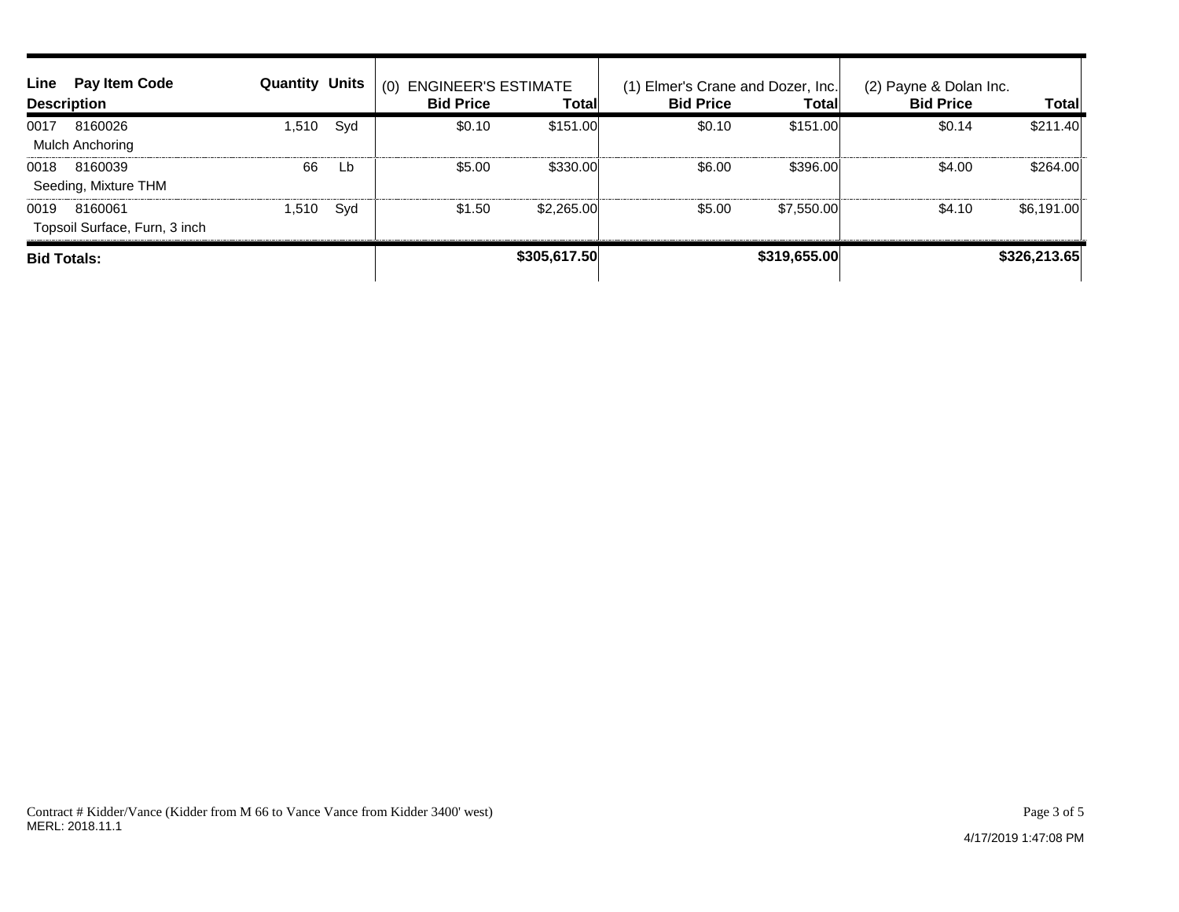| Line | Pay Item Code | Quantity | Units | (0) ENGINEER'S ESTIMATE | | (1) Elmer's Crane and Dozer, Inc. | | (2) Payne & Dolan Inc. | |
|---|---|---|---|---|---|---|---|---|---|
| Description | | | | Bid Price | Total | Bid Price | Total | Bid Price | Total |
| 0017 | 8160026 Mulch Anchoring | 1,510 | Syd | $0.10 | $151.00 | $0.10 | $151.00 | $0.14 | $211.40 |
| 0018 | 8160039 Seeding, Mixture THM | 66 | Lb | $5.00 | $330.00 | $6.00 | $396.00 | $4.00 | $264.00 |
| 0019 | 8160061 Topsoil Surface, Furn, 3 inch | 1,510 | Syd | $1.50 | $2,265.00 | $5.00 | $7,550.00 | $4.10 | $6,191.00 |
| **Bid Totals:** | | | | | **$305,617.50** | | **$319,655.00** | | **$326,213.65** |

Contract # Kidder/Vance (Kidder from M 66 to Vance Vance from Kidder 3400' west)
MERL: 2018.11.1

4/17/2019 1:47:08 PM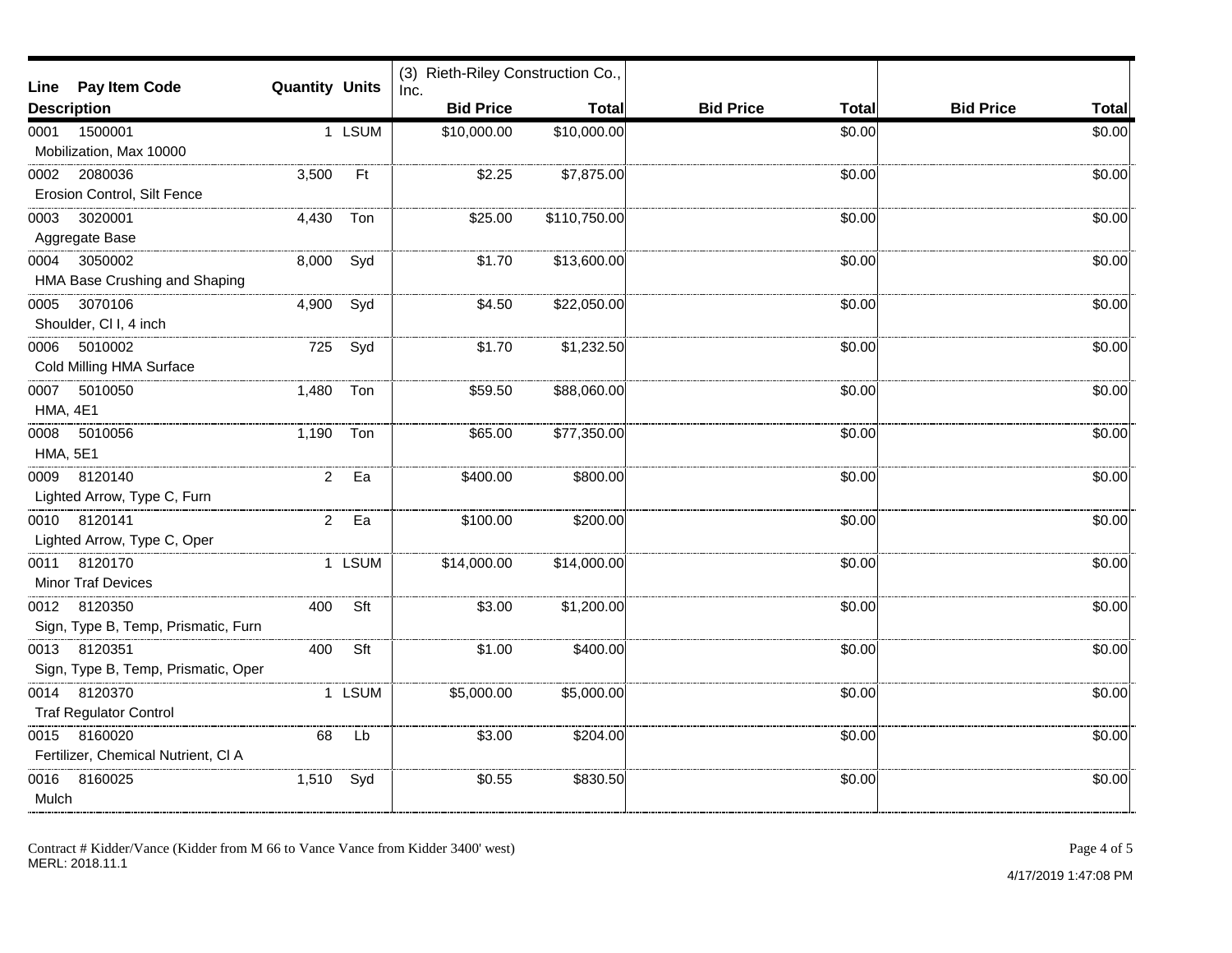| Line | Pay Item Code | Quantity | Units | (3) Rieth-Riley Construction Co., Inc. Bid Price | Total | Bid Price | Total | Bid Price | Total |
|---|---|---|---|---|---|---|---|---|---|
| Description | | | | | | | | | |
| 0001 | 1500001<br>Mobilization, Max 10000 | 1 | LSUM | $10,000.00 | $10,000.00 | | $0.00 | | $0.00 |
| 0002 | 2080036<br>Erosion Control, Silt Fence | 3,500 | Ft | $2.25 | $7,875.00 | | $0.00 | | $0.00 |
| 0003 | 3020001<br>Aggregate Base | 4,430 | Ton | $25.00 | $110,750.00 | | $0.00 | | $0.00 |
| 0004 | 3050002<br>HMA Base Crushing and Shaping | 8,000 | Syd | $1.70 | $13,600.00 | | $0.00 | | $0.00 |
| 0005 | 3070106<br>Shoulder, Cl I, 4 inch | 4,900 | Syd | $4.50 | $22,050.00 | | $0.00 | | $0.00 |
| 0006 | 5010002<br>Cold Milling HMA Surface | 725 | Syd | $1.70 | $1,232.50 | | $0.00 | | $0.00 |
| 0007 | 5010050<br>HMA, 4E1 | 1,480 | Ton | $59.50 | $88,060.00 | | $0.00 | | $0.00 |
| 0008 | 5010056<br>HMA, 5E1 | 1,190 | Ton | $65.00 | $77,350.00 | | $0.00 | | $0.00 |
| 0009 | 8120140<br>Lighted Arrow, Type C, Furn | 2 | Ea | $400.00 | $800.00 | | $0.00 | | $0.00 |
| 0010 | 8120141<br>Lighted Arrow, Type C, Oper | 2 | Ea | $100.00 | $200.00 | | $0.00 | | $0.00 |
| 0011 | 8120170<br>Minor Traf Devices | 1 | LSUM | $14,000.00 | $14,000.00 | | $0.00 | | $0.00 |
| 0012 | 8120350<br>Sign, Type B, Temp, Prismatic, Furn | 400 | Sft | $3.00 | $1,200.00 | | $0.00 | | $0.00 |
| 0013 | 8120351<br>Sign, Type B, Temp, Prismatic, Oper | 400 | Sft | $1.00 | $400.00 | | $0.00 | | $0.00 |
| 0014 | 8120370<br>Traf Regulator Control | 1 | LSUM | $5,000.00 | $5,000.00 | | $0.00 | | $0.00 |
| 0015 | 8160020<br>Fertilizer, Chemical Nutrient, Cl A | 68 | Lb | $3.00 | $204.00 | | $0.00 | | $0.00 |
| 0016 | 8160025<br>Mulch | 1,510 | Syd | $0.55 | $830.50 | | $0.00 | | $0.00 |

Contract # Kidder/Vance (Kidder from M 66 to Vance Vance from Kidder 3400' west)
MERL: 2018.11.1

4/17/2019 1:47:08 PM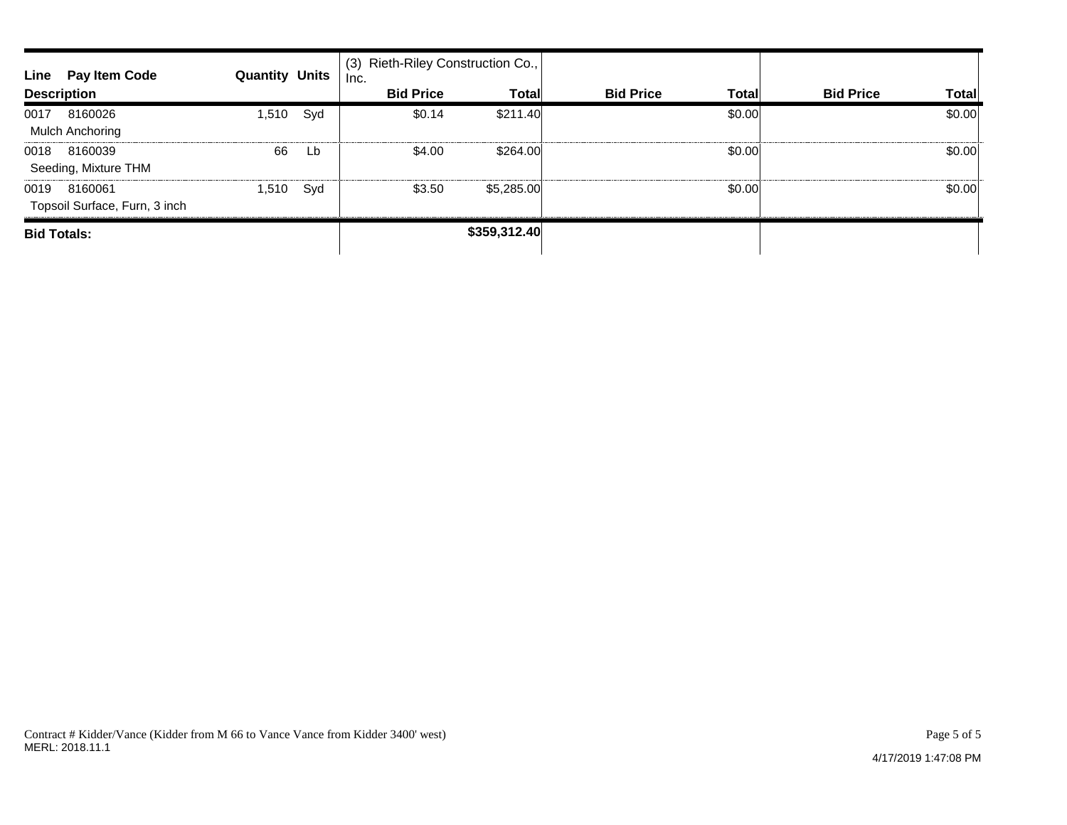| Line | Pay Item Code | Quantity | Units | (3) Rieth-Riley Construction Co., Inc. | | | | | |
|---|---|---|---|---|---|---|---|---|---|
| Description | | | | Bid Price | Total | Bid Price | Total | Bid Price | Total |
| 0017 | 8160026 Mulch Anchoring | 1,510 | Syd | $0.14 | $211.40 | | $0.00 | | $0.00 |
| 0018 | 8160039 Seeding, Mixture THM | 66 | Lb | $4.00 | $264.00 | | $0.00 | | $0.00 |
| 0019 | 8160061 Topsoil Surface, Furn, 3 inch | 1,510 | Syd | $3.50 | $5,285.00 | | $0.00 | | $0.00 |
| **Bid Totals:** | | | | | **$359,312.40** | | | | |

Contract # Kidder/Vance (Kidder from M 66 to Vance Vance from Kidder 3400' west)
MERL: 2018.11.1

4/17/2019 1:47:08 PM